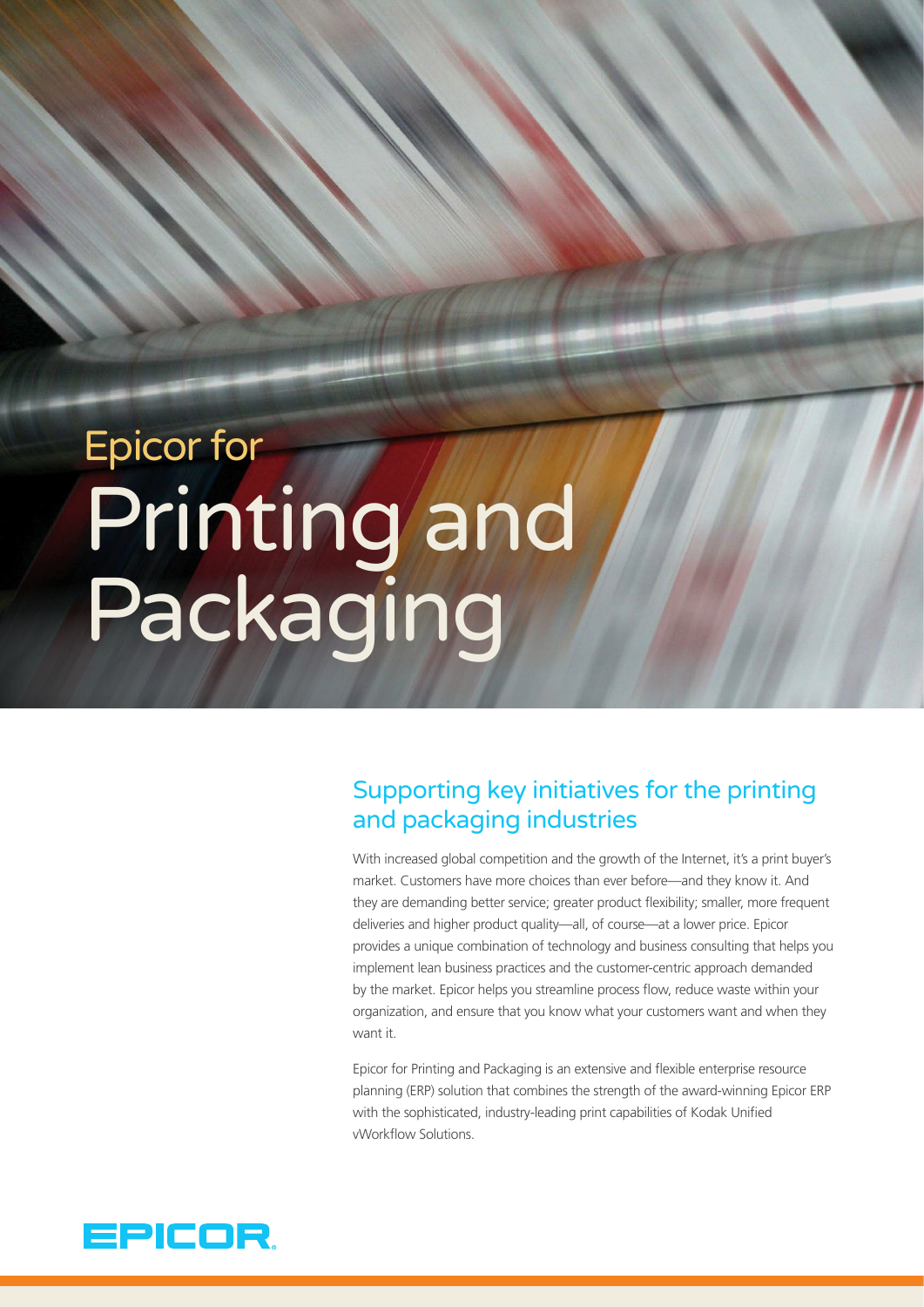# Epicor for Printing and Packaging

## Supporting key initiatives for the printing and packaging industries

With increased global competition and the growth of the Internet, it's a print buyer's market. Customers have more choices than ever before—and they know it. And they are demanding better service; greater product flexibility; smaller, more frequent deliveries and higher product quality—all, of course—at a lower price. Epicor provides a unique combination of technology and business consulting that helps you implement lean business practices and the customer-centric approach demanded by the market. Epicor helps you streamline process flow, reduce waste within your organization, and ensure that you know what your customers want and when they want it.

Epicor for Printing and Packaging is an extensive and flexible enterprise resource planning (ERP) solution that combines the strength of the award-winning Epicor ERP with the sophisticated, industry-leading print capabilities of Kodak Unified vWorkflow Solutions.

EPICOR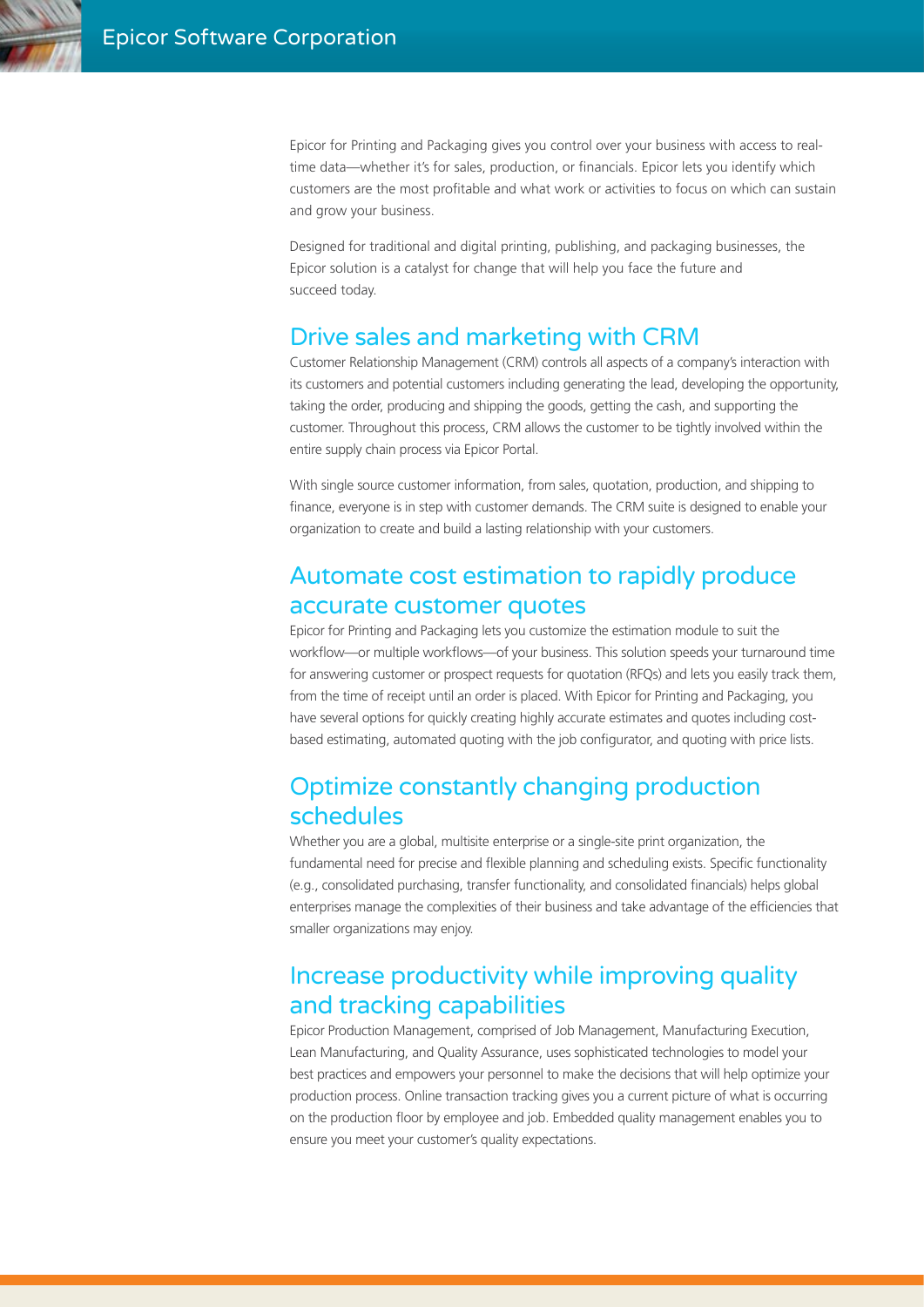Epicor for Printing and Packaging gives you control over your business with access to real-time data—whether it's for sales, production, or financials. Epicor lets you identify which customers are the most profitable and what work or activities to focus on which can sustain and grow your business.

Designed for traditional and digital printing, publishing, and packaging businesses, the Epicor solution is a catalyst for change that will help you face the future and succeed today.

## Drive sales and marketing with CRM

Customer Relationship Management (CRM) controls all aspects of a company's interaction with its customers and potential customers including generating the lead, developing the opportunity, taking the order, producing and shipping the goods, getting the cash, and supporting the customer. Throughout this process, CRM allows the customer to be tightly involved within the entire supply chain process via Epicor Portal.

With single source customer information, from sales, quotation, production, and shipping to finance, everyone is in step with customer demands. The CRM suite is designed to enable your organization to create and build a lasting relationship with your customers.

## Automate cost estimation to rapidly produce accurate customer quotes

Epicor for Printing and Packaging lets you customize the estimation module to suit the workflow—or multiple workflows—of your business. This solution speeds your turnaround time for answering customer or prospect requests for quotation (RFQs) and lets you easily track them, from the time of receipt until an order is placed. With Epicor for Printing and Packaging, you have several options for quickly creating highly accurate estimates and quotes including cost-based estimating, automated quoting with the job configurator, and quoting with price lists.

## Optimize constantly changing production schedules

Whether you are a global, multisite enterprise or a single-site print organization, the fundamental need for precise and flexible planning and scheduling exists. Specific functionality (e.g., consolidated purchasing, transfer functionality, and consolidated financials) helps global enterprises manage the complexities of their business and take advantage of the efficiencies that smaller organizations may enjoy.

## Increase productivity while improving quality and tracking capabilities

Epicor Production Management, comprised of Job Management, Manufacturing Execution, Lean Manufacturing, and Quality Assurance, uses sophisticated technologies to model your best practices and empowers your personnel to make the decisions that will help optimize your production process. Online transaction tracking gives you a current picture of what is occurring on the production floor by employee and job. Embedded quality management enables you to ensure you meet your customer's quality expectations.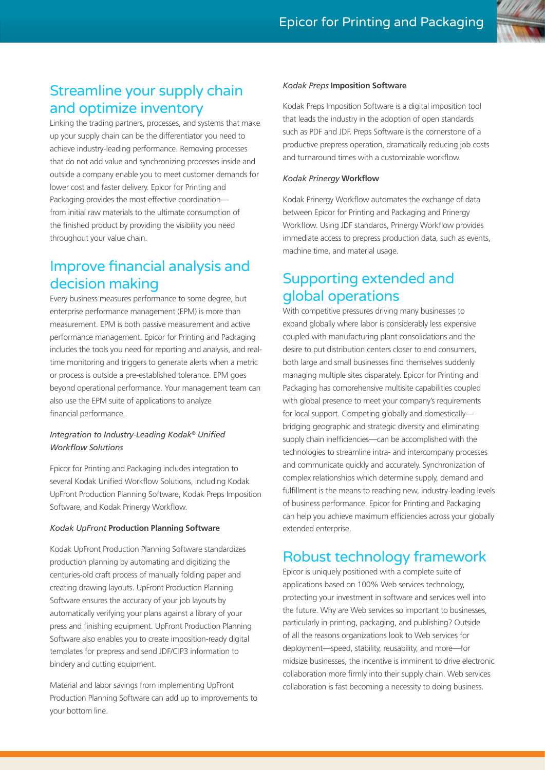## Streamline your supply chain and optimize inventory

Linking the trading partners, processes, and systems that make up your supply chain can be the differentiator you need to achieve industry-leading performance. Removing processes that do not add value and synchronizing processes inside and outside a company enable you to meet customer demands for lower cost and faster delivery. Epicor for Printing and Packaging provides the most effective coordination—from initial raw materials to the ultimate consumption of the finished product by providing the visibility you need throughout your value chain.

## Improve financial analysis and decision making

Every business measures performance to some degree, but enterprise performance management (EPM) is more than measurement. EPM is both passive measurement and active performance management. Epicor for Printing and Packaging includes the tools you need for reporting and analysis, and real-time monitoring and triggers to generate alerts when a metric or process is outside a pre-established tolerance. EPM goes beyond operational performance. Your management team can also use the EPM suite of applications to analyze financial performance.

*Integration to Industry-Leading Kodak® Unified Workflow Solutions*

Epicor for Printing and Packaging includes integration to several Kodak Unified Workflow Solutions, including Kodak UpFront Production Planning Software, Kodak Preps Imposition Software, and Kodak Prinergy Workflow.

*Kodak UpFront* **Production Planning Software**

Kodak UpFront Production Planning Software standardizes production planning by automating and digitizing the centuries-old craft process of manually folding paper and creating drawing layouts. UpFront Production Planning Software ensures the accuracy of your job layouts by automatically verifying your plans against a library of your press and finishing equipment. UpFront Production Planning Software also enables you to create imposition-ready digital templates for prepress and send JDF/CIP3 information to bindery and cutting equipment.

Material and labor savings from implementing UpFront Production Planning Software can add up to improvements to your bottom line.

*Kodak Preps* **Imposition Software**

Kodak Preps Imposition Software is a digital imposition tool that leads the industry in the adoption of open standards such as PDF and JDF. Preps Software is the cornerstone of a productive prepress operation, dramatically reducing job costs and turnaround times with a customizable workflow.

*Kodak Prinergy* **Workflow**

Kodak Prinergy Workflow automates the exchange of data between Epicor for Printing and Packaging and Prinergy Workflow. Using JDF standards, Prinergy Workflow provides immediate access to prepress production data, such as events, machine time, and material usage.

## Supporting extended and global operations

With competitive pressures driving many businesses to expand globally where labor is considerably less expensive coupled with manufacturing plant consolidations and the desire to put distribution centers closer to end consumers, both large and small businesses find themselves suddenly managing multiple sites disparately. Epicor for Printing and Packaging has comprehensive multisite capabilities coupled with global presence to meet your company's requirements for local support. Competing globally and domestically—bridging geographic and strategic diversity and eliminating supply chain inefficiencies—can be accomplished with the technologies to streamline intra- and intercompany processes and communicate quickly and accurately. Synchronization of complex relationships which determine supply, demand and fulfillment is the means to reaching new, industry-leading levels of business performance. Epicor for Printing and Packaging can help you achieve maximum efficiencies across your globally extended enterprise.

## Robust technology framework

Epicor is uniquely positioned with a complete suite of applications based on 100% Web services technology, protecting your investment in software and services well into the future. Why are Web services so important to businesses, particularly in printing, packaging, and publishing? Outside of all the reasons organizations look to Web services for deployment—speed, stability, reusability, and more—for midsize businesses, the incentive is imminent to drive electronic collaboration more firmly into their supply chain. Web services collaboration is fast becoming a necessity to doing business.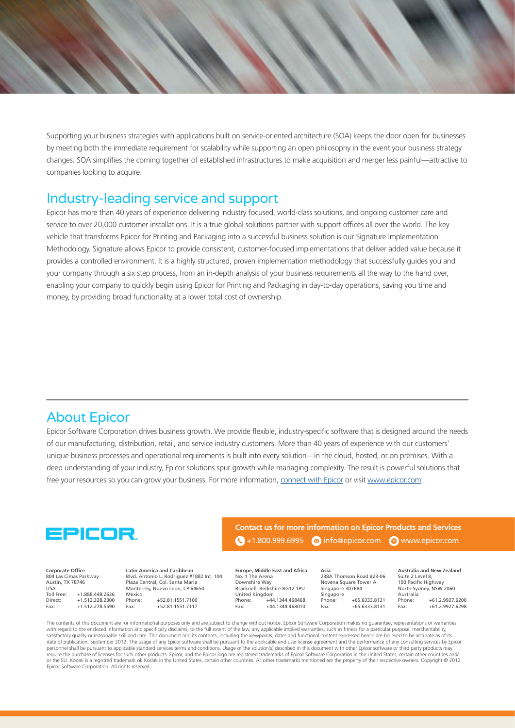Supporting your business strategies with applications built on service-oriented architecture (SOA) keeps the door open for businesses by meeting both the immediate requirement for scalability while supporting an open philosophy in the event your business strategy changes. SOA simplifies the coming together of established infrastructures to make acquisition and merger less painful—attractive to companies looking to acquire.

## Industry-leading service and support

Epicor has more than 40 years of experience delivering industry focused, world-class solutions, and ongoing customer care and service to over 20,000 customer installations. It is a true global solutions partner with support offices all over the world. The key vehicle that transforms Epicor for Printing and Packaging into a successful business solution is our Signature Implementation Methodology. Signature allows Epicor to provide consistent, customer-focused implementations that deliver added value because it provides a controlled environment. It is a highly structured, proven implementation methodology that successfully guides you and your company through a six step process, from an in-depth analysis of your business requirements all the way to the hand over, enabling your company to quickly begin using Epicor for Printing and Packaging in day-to-day operations, saving you time and money, by providing broad functionality at a lower total cost of ownership.

## About Epicor

Epicor Software Corporation drives business growth. We provide flexible, industry-specific software that is designed around the needs of our manufacturing, distribution, retail, and service industry customers. More than 40 years of experience with our customers' unique business processes and operational requirements is built into every solution—in the cloud, hosted, or on premises. With a deep understanding of your industry, Epicor solutions spur growth while managing complexity. The result is powerful solutions that free your resources so you can grow your business. For more information, connect with Epicor or visit www.epicor.com.

EPICOR

**Contact us for more information on Epicor Products and Services**

+1.800.999.6995 info@epicor.com www.epicor.com

**Corporate Office**
804 Las Cimas Parkway
Austin, TX 78746
USA
Toll Free: +1.888.448.2636
Direct: +1.512.328.2300
Fax: +1.512.278.5590

**Latin America and Caribbean**
Blvd. Antonio L. Rodriguez #1882 Int. 104
Plaza Central, Col. Santa Maria
Monterrey, Nuevo Leon, CP 64650
Mexico
Phone: +52.81.1551.7100
Fax: +52.81.1551.7117

**Europe, Middle East and Africa**
No. 1 The Arena
Downshire Way
Bracknell, Berkshire RG12 1PU
United Kingdom
Phone: +44.1344.468468
Fax: +44.1344.468010

**Asia**
238A Thomson Road #23-06
Novena Square Tower A
Singapore 307684
Singapore
Phone: +65.6333.8121
Fax: +65.6333.8131

**Australia and New Zealand**
Suite 2 Level 8,
100 Pacific Highway
North Sydney, NSW 2060
Australia
Phone: +61.2.9927.6200
Fax: +61.2.9927.6298

The contents of this document are for informational purposes only and are subject to change without notice. Epicor Software Corporation makes no guarantee, representations or warranties with regard to the enclosed information and specifically disclaims, to the full extent of the law, any applicable implied warranties, such as fitness for a particular purpose, merchantability, satisfactory quality or reasonable skill and care. This document and its contents, including the viewpoints, dates and functional content expressed herein are believed to be accurate as of its date of publication, September 2012. The usage of any Epicor software shall be pursuant to the applicable end user license agreement and the performance of any consulting services by Epicor personnel shall be pursuant to applicable standard services terms and conditions. Usage of the solution(s) described in this document with other Epicor software or third party products may require the purchase of licenses for such other products. Epicor, and the Epicor logo are registered trademarks of Epicor Software Corporation in the United States, certain other countries and/or the EU. Kodak is a registred trademark ok Kodak in the United States, certain other countries. All other trademarks mentioned are the property of their respective owners. Copyright © 2012 Epicor Software Corporation. All rights reserved.